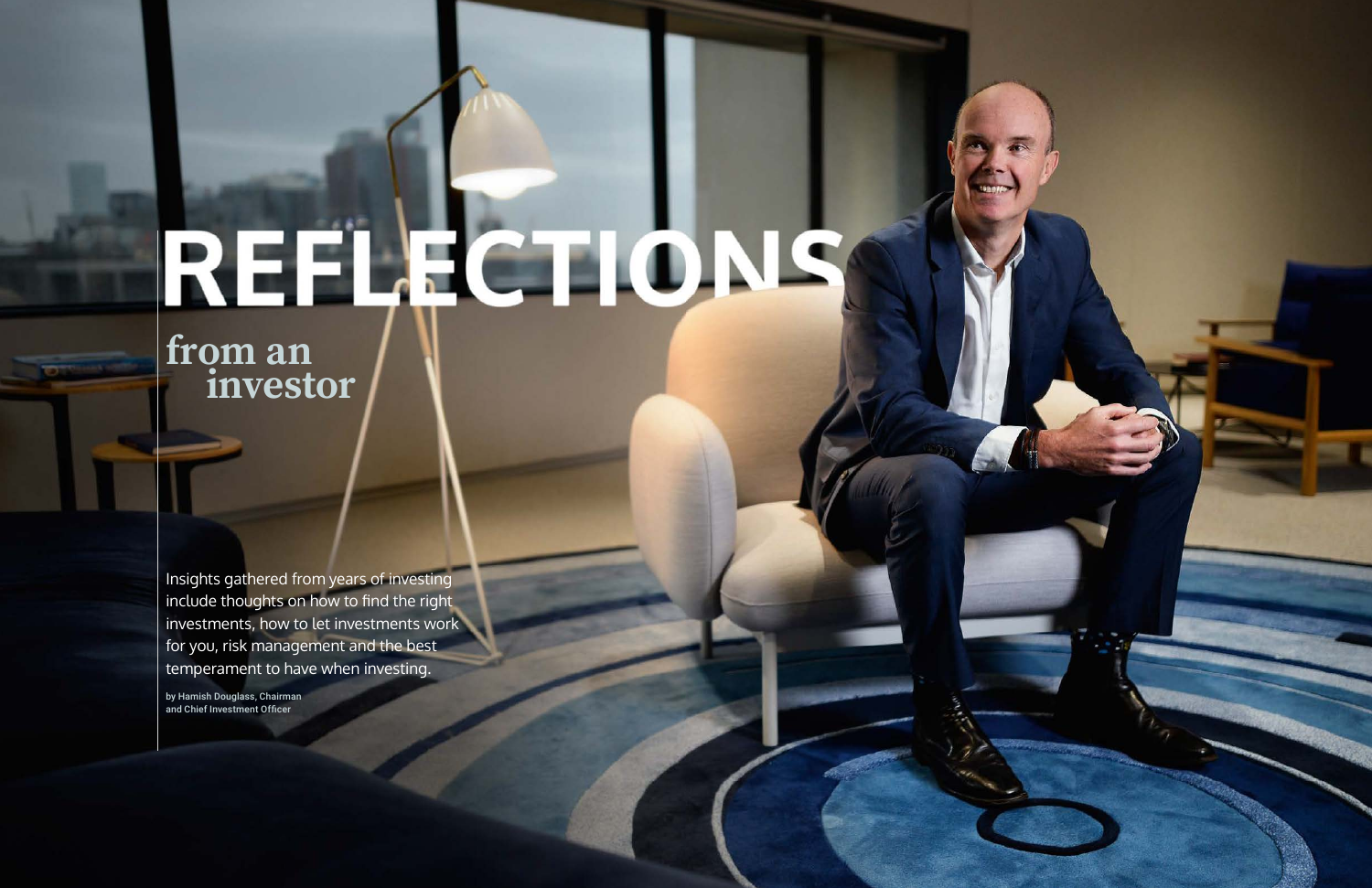# REFLECTIONS

## from an investor

Insights gathered from years of investing include thoughts on how to find the right investments, how to let investments work for you, risk management and the best temperament to have when investing.

by Hamish Douglass, Chairman and Chief Investment Officer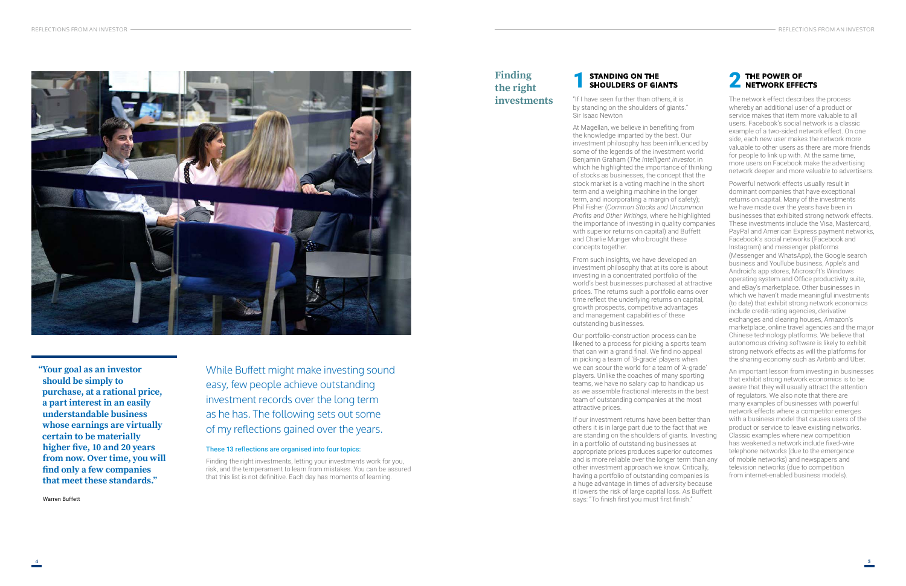> **"Your goal as an investor should be simply to purchase, at a rational price, a part interest in an easily understandable business whose earnings are virtually certain to be materially higher five, 10 and 20 years from now. Over time, you will find only a few companies that meet these standards."**
>
> Warren Buffett

While Buffett might make investing sound easy, few people achieve outstanding investment records over the long term as he has. The following sets out some of my reflections gained over the years.

**These 13 reflections are organised into four topics:**

Finding the right investments, letting your investments work for you, risk, and the temperament to learn from mistakes. You can be assured that this list is not definitive. Each day has moments of learning.

# Finding the right investments

## 1 STANDING ON THE SHOULDERS OF GIANTS

"If I have seen further than others, it is by standing on the shoulders of giants."
Sir Isaac Newton

At Magellan, we believe in benefiting from the knowledge imparted by the best. Our investment philosophy has been influenced by some of the legends of the investment world: Benjamin Graham (*The Intelligent Investor*, in which he highlighted the importance of thinking of stocks as businesses, the concept that the stock market is a voting machine in the short term and a weighing machine in the longer term, and incorporating a margin of safety); Phil Fisher (*Common Stocks and Uncommon Profits and Other Writings*, where he highlighted the importance of investing in quality companies with superior returns on capital) and Buffett and Charlie Munger who brought these concepts together.

From such insights, we have developed an investment philosophy that at its core is about investing in a concentrated portfolio of the world's best businesses purchased at attractive prices. The returns such a portfolio earns over time reflect the underlying returns on capital, growth prospects, competitive advantages and management capabilities of these outstanding businesses.

Our portfolio-construction process can be likened to a process for picking a sports team that can win a grand final. We find no appeal in picking a team of 'B-grade' players when we can scour the world for a team of 'A-grade' players. Unlike the coaches of many sporting teams, we have no salary cap to handicap us as we assemble fractional interests in the best team of outstanding companies at the most attractive prices.

If our investment returns have been better than others it is in large part due to the fact that we are standing on the shoulders of giants. Investing in a portfolio of outstanding businesses at appropriate prices produces superior outcomes and is more reliable over the longer term than any other investment approach we know. Critically, having a portfolio of outstanding companies is a huge advantage in times of adversity because it lowers the risk of large capital loss. As Buffett says: "To finish first you must first finish."

## 2 THE POWER OF NETWORK EFFECTS

The network effect describes the process whereby an additional user of a product or service makes that item more valuable to all users. Facebook's social network is a classic example of a two-sided network effect. On one side, each new user makes the network more valuable to other users as there are more friends for people to link up with. At the same time, more users on Facebook make the advertising network deeper and more valuable to advertisers.

Powerful network effects usually result in dominant companies that have exceptional returns on capital. Many of the investments we have made over the years have been in businesses that exhibited strong network effects. These investments include the Visa, Mastercard, PayPal and American Express payment networks, Facebook's social networks (Facebook and Instagram) and messenger platforms (Messenger and WhatsApp), the Google search business and YouTube business, Apple's and Android's app stores, Microsoft's Windows operating system and Office productivity suite, and eBay's marketplace. Other businesses in which we haven't made meaningful investments (to date) that exhibit strong network economics include credit-rating agencies, derivative exchanges and clearing houses, Amazon's marketplace, online travel agencies and the major Chinese technology platforms. We believe that autonomous driving software is likely to exhibit strong network effects as will the platforms for the sharing economy such as Airbnb and Uber.

An important lesson from investing in businesses that exhibit strong network economics is to be aware that they will usually attract the attention of regulators. We also note that there are many examples of businesses with powerful network effects where a competitor emerges with a business model that causes users of the product or service to leave existing networks. Classic examples where new competition has weakened a network include fixed-wire telephone networks (due to the emergence of mobile networks) and newspapers and television networks (due to competition from internet-enabled business models).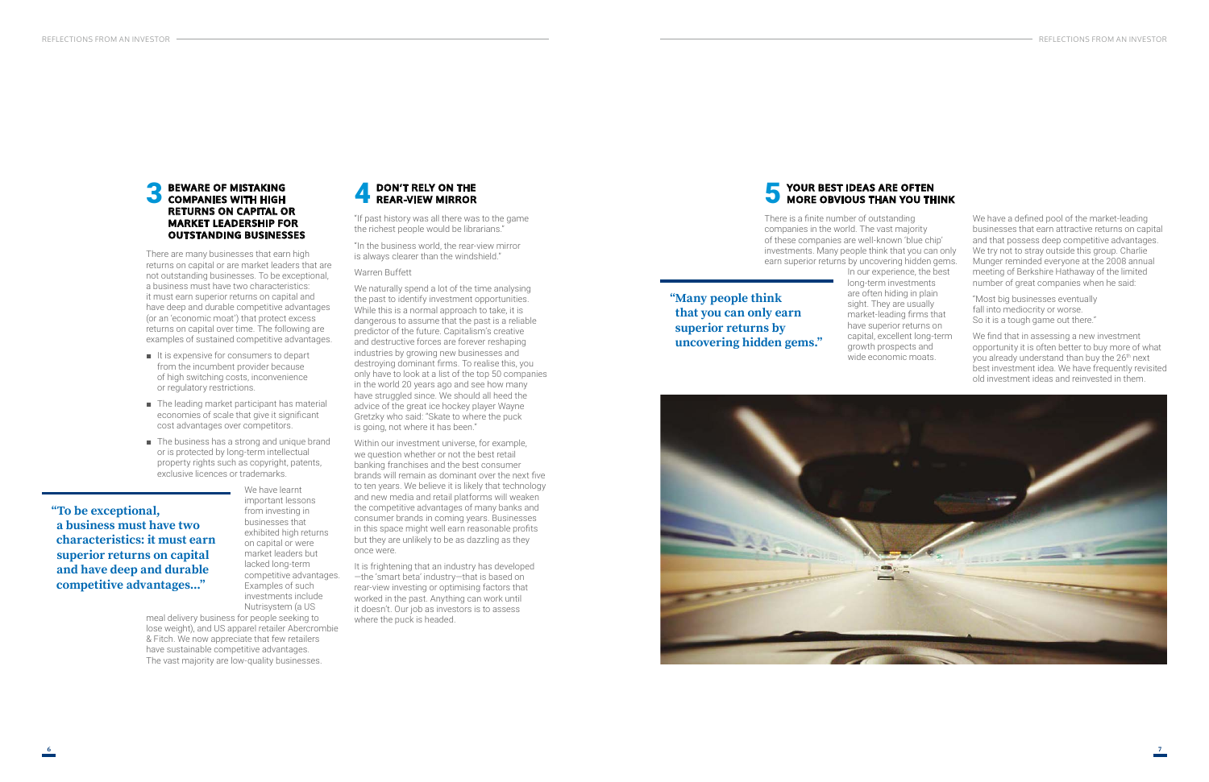## 3 BEWARE OF MISTAKING COMPANIES WITH HIGH RETURNS ON CAPITAL OR MARKET LEADERSHIP FOR OUTSTANDING BUSINESSES

There are many businesses that earn high returns on capital or are market leaders that are not outstanding businesses. To be exceptional, a business must have two characteristics: it must earn superior returns on capital and have deep and durable competitive advantages (or an 'economic moat') that protect excess returns on capital over time. The following are examples of sustained competitive advantages.

- It is expensive for consumers to depart from the incumbent provider because of high switching costs, inconvenience or regulatory restrictions.
- The leading market participant has material economies of scale that give it significant cost advantages over competitors.
- The business has a strong and unique brand or is protected by long-term intellectual property rights such as copyright, patents, exclusive licences or trademarks.

**"To be exceptional, a business must have two characteristics: it must earn superior returns on capital and have deep and durable competitive advantages..."**

We have learnt important lessons from investing in businesses that exhibited high returns on capital or were market leaders but lacked long-term competitive advantages. Examples of such investments include Nutrisystem (a US meal delivery business for people seeking to lose weight), and US apparel retailer Abercrombie & Fitch. We now appreciate that few retailers have sustainable competitive advantages. The vast majority are low-quality businesses.

## 4 DON'T RELY ON THE REAR-VIEW MIRROR

"If past history was all there was to the game the richest people would be librarians."

"In the business world, the rear-view mirror is always clearer than the windshield."

Warren Buffett

We naturally spend a lot of the time analysing the past to identify investment opportunities. While this is a normal approach to take, it is dangerous to assume that the past is a reliable predictor of the future. Capitalism's creative and destructive forces are forever reshaping industries by growing new businesses and destroying dominant firms. To realise this, you only have to look at a list of the top 50 companies in the world 20 years ago and see how many have struggled since. We should all heed the advice of the great ice hockey player Wayne Gretzky who said: "Skate to where the puck is going, not where it has been."

Within our investment universe, for example, we question whether or not the best retail banking franchises and the best consumer brands will remain as dominant over the next five to ten years. We believe it is likely that technology and new media and retail platforms will weaken the competitive advantages of many banks and consumer brands in coming years. Businesses in this space might well earn reasonable profits but they are unlikely to be as dazzling as they once were.

It is frightening that an industry has developed—the 'smart beta' industry—that is based on rear-view investing or optimising factors that worked in the past. Anything can work until it doesn't. Our job as investors is to assess where the puck is headed.

## 5 YOUR BEST IDEAS ARE OFTEN MORE OBVIOUS THAN YOU THINK

There is a finite number of outstanding companies in the world. The vast majority of these companies are well-known 'blue chip' investments. Many people think that you can only earn superior returns by uncovering hidden gems.

**"Many people think that you can only earn superior returns by uncovering hidden gems."**

In our experience, the best long-term investments are often hiding in plain sight. They are usually market-leading firms that have superior returns on capital, excellent long-term growth prospects and wide economic moats.

We have a defined pool of the market-leading businesses that earn attractive returns on capital and that possess deep competitive advantages. We try not to stray outside this group. Charlie Munger reminded everyone at the 2008 annual meeting of Berkshire Hathaway of the limited number of great companies when he said:

"Most big businesses eventually fall into mediocrity or worse. So it is a tough game out there."

We find that in assessing a new investment opportunity it is often better to buy more of what you already understand than buy the 26th next best investment idea. We have frequently revisited old investment ideas and reinvested in them.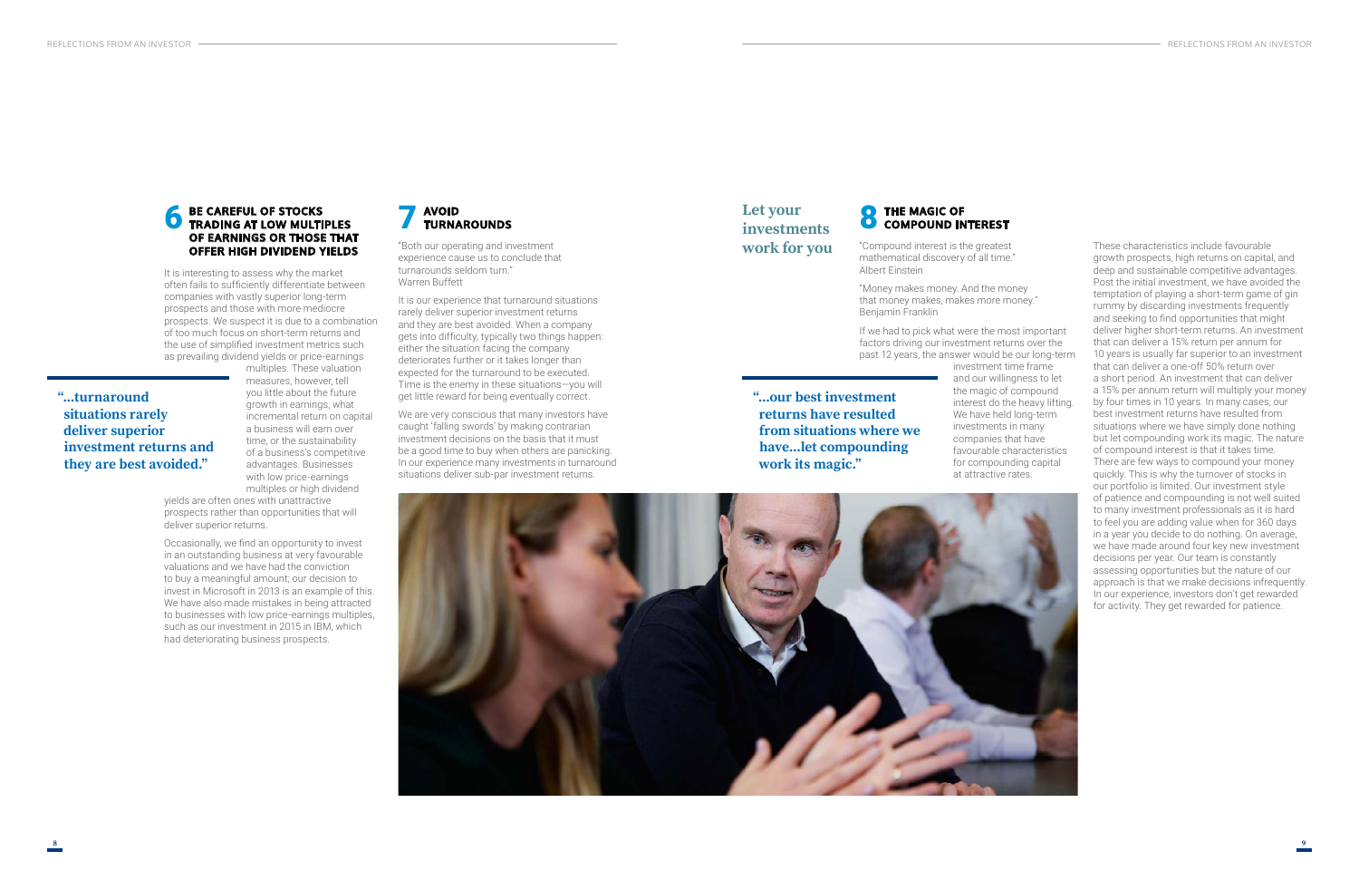## 6 BE CAREFUL OF STOCKS TRADING AT LOW MULTIPLES OF EARNINGS OR THOSE THAT OFFER HIGH DIVIDEND YIELDS

It is interesting to assess why the market often fails to sufficiently differentiate between companies with vastly superior long-term prospects and those with more mediocre prospects. We suspect it is due to a combination of too much focus on short-term returns and the use of simplified investment metrics such as prevailing dividend yields or price-earnings multiples. These valuation measures, however, tell you little about the future growth in earnings, what incremental return on capital a business will earn over time, or the sustainability of a business's competitive advantages. Businesses with low price-earnings multiples or high dividend yields are often ones with unattractive prospects rather than opportunities that will deliver superior returns.

Occasionally, we find an opportunity to invest in an outstanding business at very favourable valuations and we have had the conviction to buy a meaningful amount; our decision to invest in Microsoft in 2013 is an example of this. We have also made mistakes in being attracted to businesses with low price-earnings multiples, such as our investment in 2015 in IBM, which had deteriorating business prospects.

**"...turnaround situations rarely deliver superior investment returns and they are best avoided."**

## 7 AVOID TURNAROUNDS

"Both our operating and investment experience cause us to conclude that turnarounds seldom turn."
Warren Buffett

It is our experience that turnaround situations rarely deliver superior investment returns and they are best avoided. When a company gets into difficulty, typically two things happen: either the situation facing the company deteriorates further or it takes longer than expected for the turnaround to be executed. Time is the enemy in these situations—you will get little reward for being eventually correct.

We are very conscious that many investors have caught 'falling swords' by making contrarian investment decisions on the basis that it must be a good time to buy when others are panicking. In our experience many investments in turnaround situations deliver sub-par investment returns.

**Let your investments work for you**

## 8 THE MAGIC OF COMPOUND INTEREST

"Compound interest is the greatest mathematical discovery of all time."
Albert Einstein

"Money makes money. And the money that money makes, makes more money."
Benjamin Franklin

If we had to pick what were the most important factors driving our investment returns over the past 12 years, the answer would be our long-term investment time frame and our willingness to let the magic of compound interest do the heavy lifting. We have held long-term investments in many companies that have favourable characteristics for compounding capital at attractive rates.

**"...our best investment returns have resulted from situations where we have...let compounding work its magic."**

These characteristics include favourable growth prospects, high returns on capital, and deep and sustainable competitive advantages. Post the initial investment, we have avoided the temptation of playing a short-term game of gin rummy by discarding investments frequently and seeking to find opportunities that might deliver higher short-term returns. An investment that can deliver a 15% return per annum for 10 years is usually far superior to an investment that can deliver a one-off 50% return over a short period. An investment that can deliver a 15% per annum return will multiply your money by four times in 10 years. In many cases, our best investment returns have resulted from situations where we have simply done nothing but let compounding work its magic. The nature of compound interest is that it takes time. There are few ways to compound your money quickly. This is why the turnover of stocks in our portfolio is limited. Our investment style of patience and compounding is not well suited to many investment professionals as it is hard to feel you are adding value when for 360 days in a year you decide to do nothing. On average, we have made around four key new investment decisions per year. Our team is constantly assessing opportunities but the nature of our approach is that we make decisions infrequently. In our experience, investors don't get rewarded for activity. They get rewarded for patience.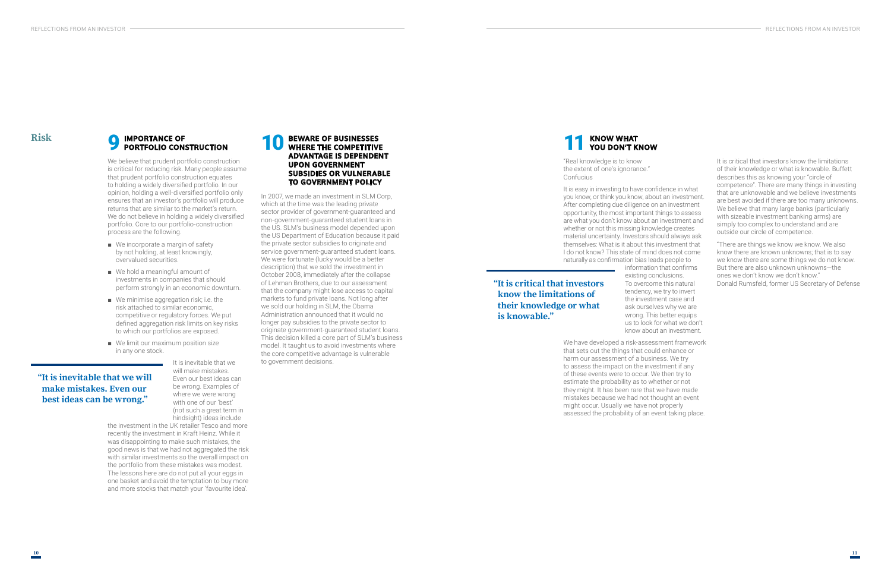# Risk

## 9 IMPORTANCE OF PORTFOLIO CONSTRUCTION

We believe that prudent portfolio construction is critical for reducing risk. Many people assume that prudent portfolio construction equates to holding a widely diversified portfolio. In our opinion, holding a well-diversified portfolio only ensures that an investor's portfolio will produce returns that are similar to the market's return. We do not believe in holding a widely diversified portfolio. Core to our portfolio-construction process are the following.

- We incorporate a margin of safety by not holding, at least knowingly, overvalued securities.
- We hold a meaningful amount of investments in companies that should perform strongly in an economic downturn.
- We minimise aggregation risk; i.e. the risk attached to similar economic, competitive or regulatory forces. We put defined aggregation risk limits on key risks to which our portfolios are exposed.
- We limit our maximum position size in any one stock.

**"It is inevitable that we will make mistakes. Even our best ideas can be wrong."**

It is inevitable that we will make mistakes. Even our best ideas can be wrong. Examples of where we were wrong with one of our 'best' (not such a great term in hindsight) ideas include the investment in the UK retailer Tesco and more recently the investment in Kraft Heinz. While it was disappointing to make such mistakes, the good news is that we had not aggregated the risk with similar investments so the overall impact on the portfolio from these mistakes was modest. The lessons here are do not put all your eggs in one basket and avoid the temptation to buy more and more stocks that match your 'favourite idea'.

## 10 BEWARE OF BUSINESSES WHERE THE COMPETITIVE ADVANTAGE IS DEPENDENT UPON GOVERNMENT SUBSIDIES OR VULNERABLE TO GOVERNMENT POLICY

In 2007, we made an investment in SLM Corp, which at the time was the leading private sector provider of government-guaranteed and non-government-guaranteed student loans in the US. SLM's business model depended upon the US Department of Education because it paid the private sector subsidies to originate and service government-guaranteed student loans. We were fortunate (lucky would be a better description) that we sold the investment in October 2008, immediately after the collapse of Lehman Brothers, due to our assessment that the company might lose access to capital markets to fund private loans. Not long after we sold our holding in SLM, the Obama Administration announced that it would no longer pay subsidies to the private sector to originate government-guaranteed student loans. This decision killed a core part of SLM's business model. It taught us to avoid investments where the core competitive advantage is vulnerable to government decisions.

## 11 KNOW WHAT YOU DON'T KNOW

"Real knowledge is to know the extent of one's ignorance."
Confucius

It is easy in investing to have confidence in what you know, or think you know, about an investment. After completing due diligence on an investment opportunity, the most important things to assess are what you don't know about an investment and whether or not this missing knowledge creates material uncertainty. Investors should always ask themselves: What is it about this investment that I do not know? This state of mind does not come naturally as confirmation bias leads people to information that confirms existing conclusions. To overcome this natural tendency, we try to invert the investment case and ask ourselves why we are wrong. This better equips us to look for what we don't know about an investment.

**"It is critical that investors know the limitations of their knowledge or what is knowable."**

We have developed a risk-assessment framework that sets out the things that could enhance or harm our assessment of a business. We try to assess the impact on the investment if any of these events were to occur. We then try to estimate the probability as to whether or not they might. It has been rare that we have made mistakes because we had not thought an event might occur. Usually we have not properly assessed the probability of an event taking place.

It is critical that investors know the limitations of their knowledge or what is knowable. Buffett describes this as knowing your "circle of competence". There are many things in investing that are unknowable and we believe investments are best avoided if there are too many unknowns. We believe that many large banks (particularly with sizeable investment banking arms) are simply too complex to understand and are outside our circle of competence.

"There are things we know we know. We also know there are known unknowns; that is to say we know there are some things we do not know. But there are also unknown unknowns—the ones we don't know we don't know."
Donald Rumsfeld, former US Secretary of Defense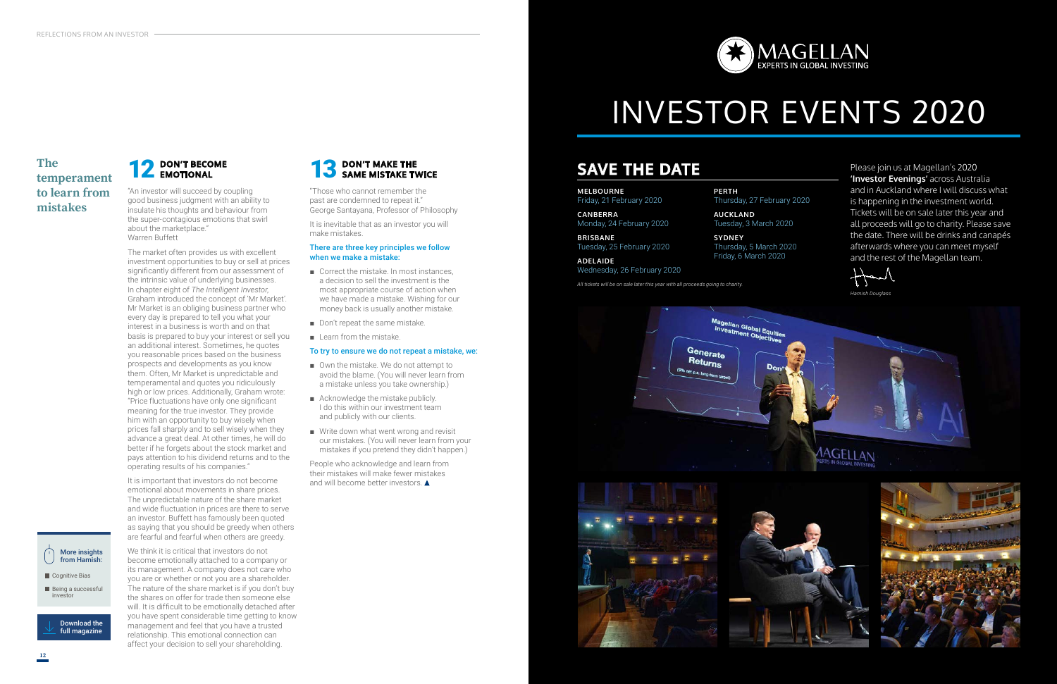## The temperament to learn from mistakes

### 12 DON'T BECOME EMOTIONAL

"An investor will succeed by coupling good business judgment with an ability to insulate his thoughts and behaviour from the super-contagious emotions that swirl about the marketplace."
Warren Buffett

The market often provides us with excellent investment opportunities to buy or sell at prices significantly different from our assessment of the intrinsic value of underlying businesses. In chapter eight of *The Intelligent Investor*, Graham introduced the concept of 'Mr Market'. Mr Market is an obliging business partner who every day is prepared to tell you what your interest in a business is worth and on that basis is prepared to buy your interest or sell you an additional interest. Sometimes, he quotes you reasonable prices based on the business prospects and developments as you know them. Often, Mr Market is unpredictable and temperamental and quotes you ridiculously high or low prices. Additionally, Graham wrote: "Price fluctuations have only one significant meaning for the true investor. They provide him with an opportunity to buy wisely when prices fall sharply and to sell wisely when they advance a great deal. At other times, he will do better if he forgets about the stock market and pays attention to his dividend returns and to the operating results of his companies."

It is important that investors do not become emotional about movements in share prices. The unpredictable nature of the share market and wide fluctuation in prices are there to serve an investor. Buffett has famously been quoted as saying that you should be greedy when others are fearful and fearful when others are greedy.

We think it is critical that investors do not become emotionally attached to a company or its management. A company does not care who you are or whether or not you are a shareholder. The nature of the share market is if you don't buy the shares on offer for trade then someone else will. It is difficult to be emotionally detached after you have spent considerable time getting to know management and feel that you have a trusted relationship. This emotional connection can affect your decision to sell your shareholding.

More insights from Hamish:

- Cognitive Bias
- Being a successful investor

Download the full magazine

### 13 DON'T MAKE THE SAME MISTAKE TWICE

"Those who cannot remember the past are condemned to repeat it."
George Santayana, Professor of Philosophy

It is inevitable that as an investor you will make mistakes.

**There are three key principles we follow when we make a mistake:**

- Correct the mistake. In most instances, a decision to sell the investment is the most appropriate course of action when we have made a mistake. Wishing for our money back is usually another mistake.
- Don't repeat the same mistake.
- Learn from the mistake.

**To try to ensure we do not repeat a mistake, we:**

- Own the mistake. We do not attempt to avoid the blame. (You will never learn from a mistake unless you take ownership.)
- Acknowledge the mistake publicly. I do this within our investment team and publicly with our clients.
- Write down what went wrong and revisit our mistakes. (You will never learn from your mistakes if you pretend they didn't happen.)

People who acknowledge and learn from their mistakes will make fewer mistakes and will become better investors. ▲

MAGELLAN
EXPERTS IN GLOBAL INVESTING

# INVESTOR EVENTS 2020

## SAVE THE DATE

**MELBOURNE**
Friday, 21 February 2020

**CANBERRA**
Monday, 24 February 2020

**BRISBANE**
Tuesday, 25 February 2020

**ADELAIDE**
Wednesday, 26 February 2020

**PERTH**
Thursday, 27 February 2020

**AUCKLAND**
Tuesday, 3 March 2020

**SYDNEY**
Thursday, 5 March 2020
Friday, 6 March 2020

*All tickets will be on sale later this year with all proceeds going to charity.*

Please join us at Magellan's 2020 '**Investor Evenings**' across Australia and in Auckland where I will discuss what is happening in the investment world. Tickets will be on sale later this year and all proceeds will go to charity. Please save the date. There will be drinks and canapés afterwards where you can meet myself and the rest of the Magellan team.

*Hamish Douglass*